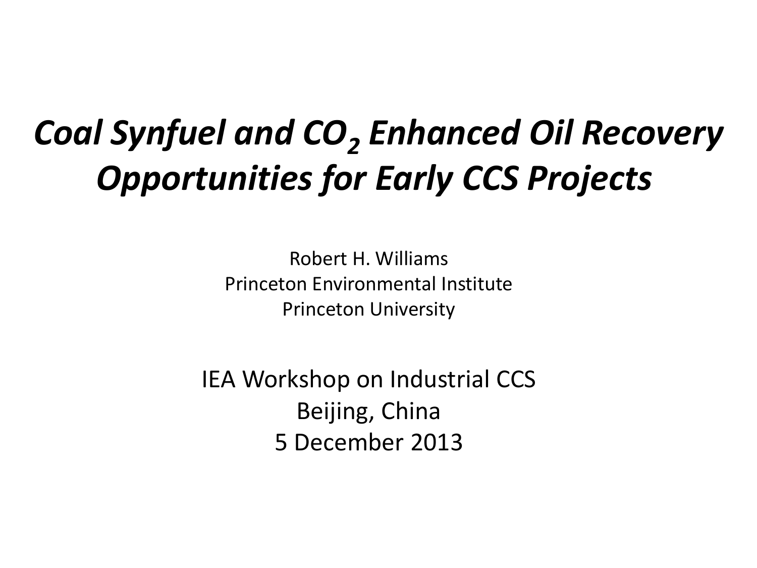# *Coal Synfuel and $CO_2$ Enhanced Oil Recovery Opportunities for Early CCS Projects*

Robert H. Williams
Princeton Environmental Institute
Princeton University

IEA Workshop on Industrial CCS
Beijing, China
5 December 2013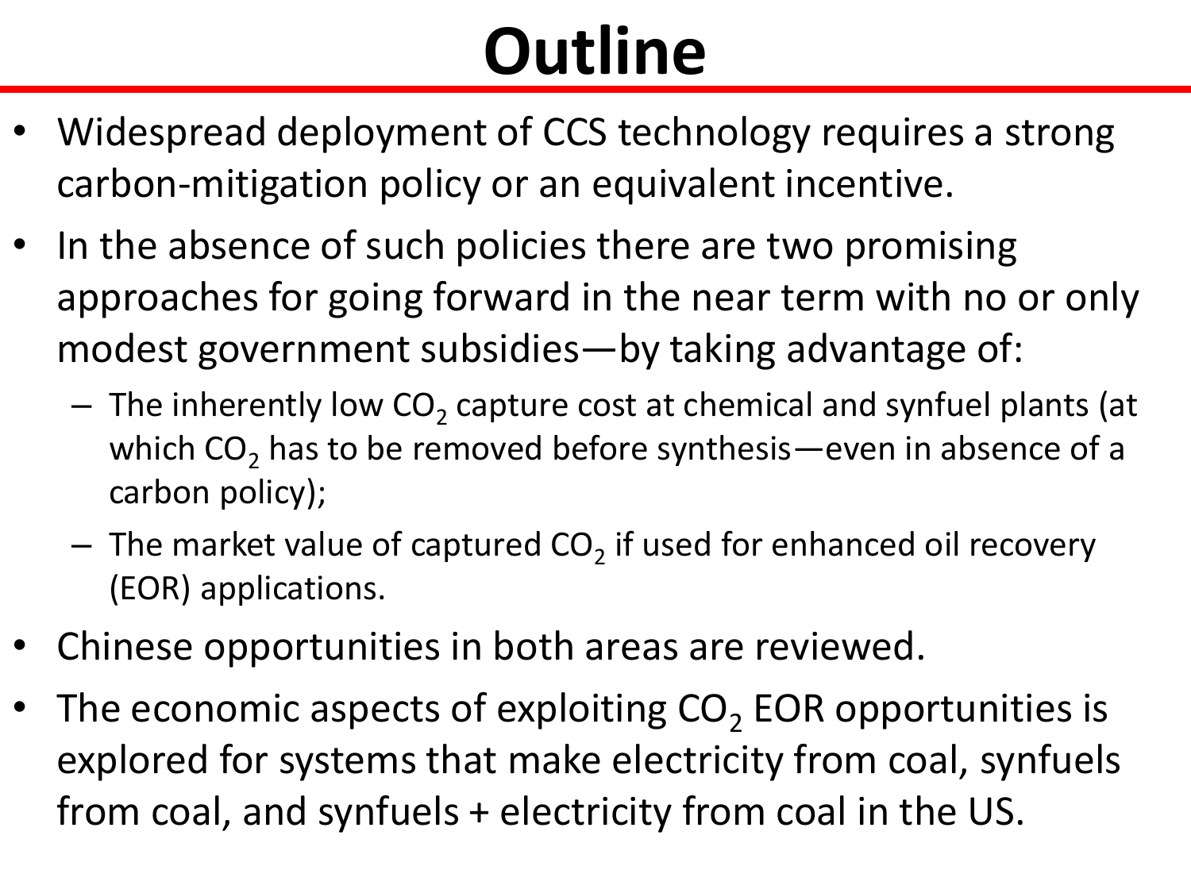# Outline

- Widespread deployment of CCS technology requires a strong carbon-mitigation policy or an equivalent incentive.
- In the absence of such policies there are two promising approaches for going forward in the near term with no or only modest government subsidies—by taking advantage of:
  - The inherently low $CO_2$ capture cost at chemical and synfuel plants (at which $CO_2$ has to be removed before synthesis—even in absence of a carbon policy);
  - The market value of captured $CO_2$ if used for enhanced oil recovery (EOR) applications.
- Chinese opportunities in both areas are reviewed.
- The economic aspects of exploiting $CO_2$ EOR opportunities is explored for systems that make electricity from coal, synfuels from coal, and synfuels + electricity from coal in the US.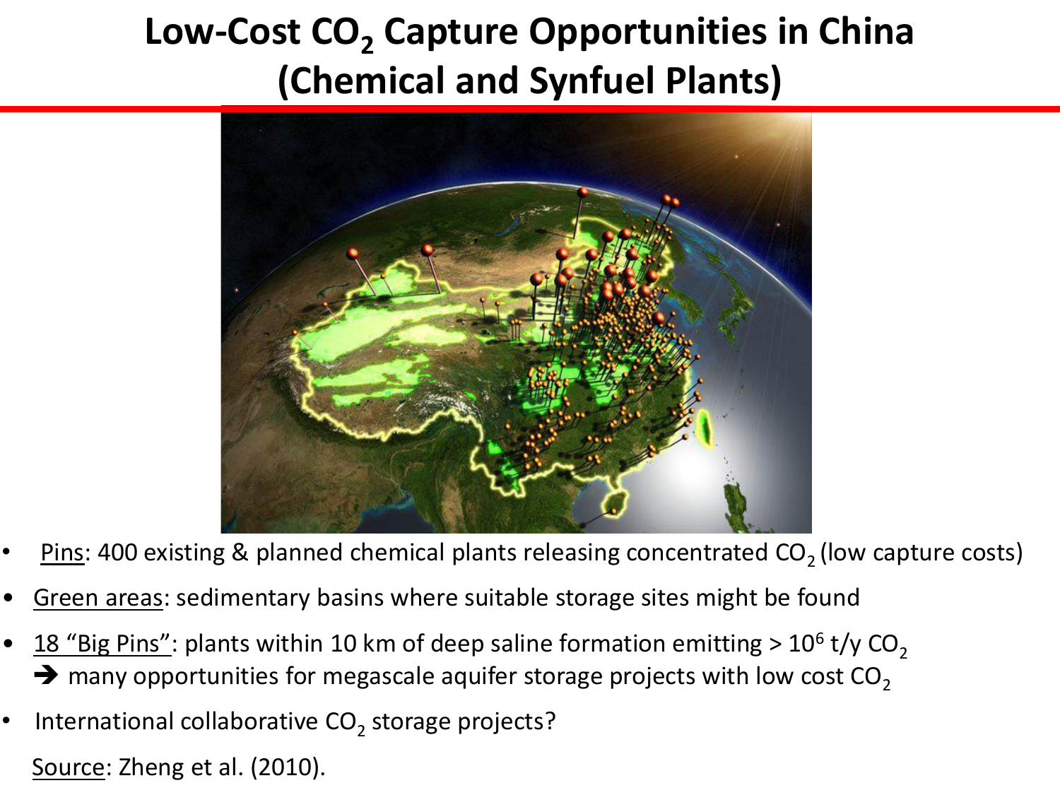# Low-Cost $CO_2$ Capture Opportunities in China (Chemical and Synfuel Plants)

- Pins: 400 existing & planned chemical plants releasing concentrated $CO_2$ (low capture costs)
- Green areas: sedimentary basins where suitable storage sites might be found
- 18 "Big Pins": plants within 10 km of deep saline formation emitting > $10^6$ t/y $CO_2$
  ➔ many opportunities for megascale aquifer storage projects with low cost $CO_2$
- International collaborative $CO_2$ storage projects?

Source: Zheng et al. (2010).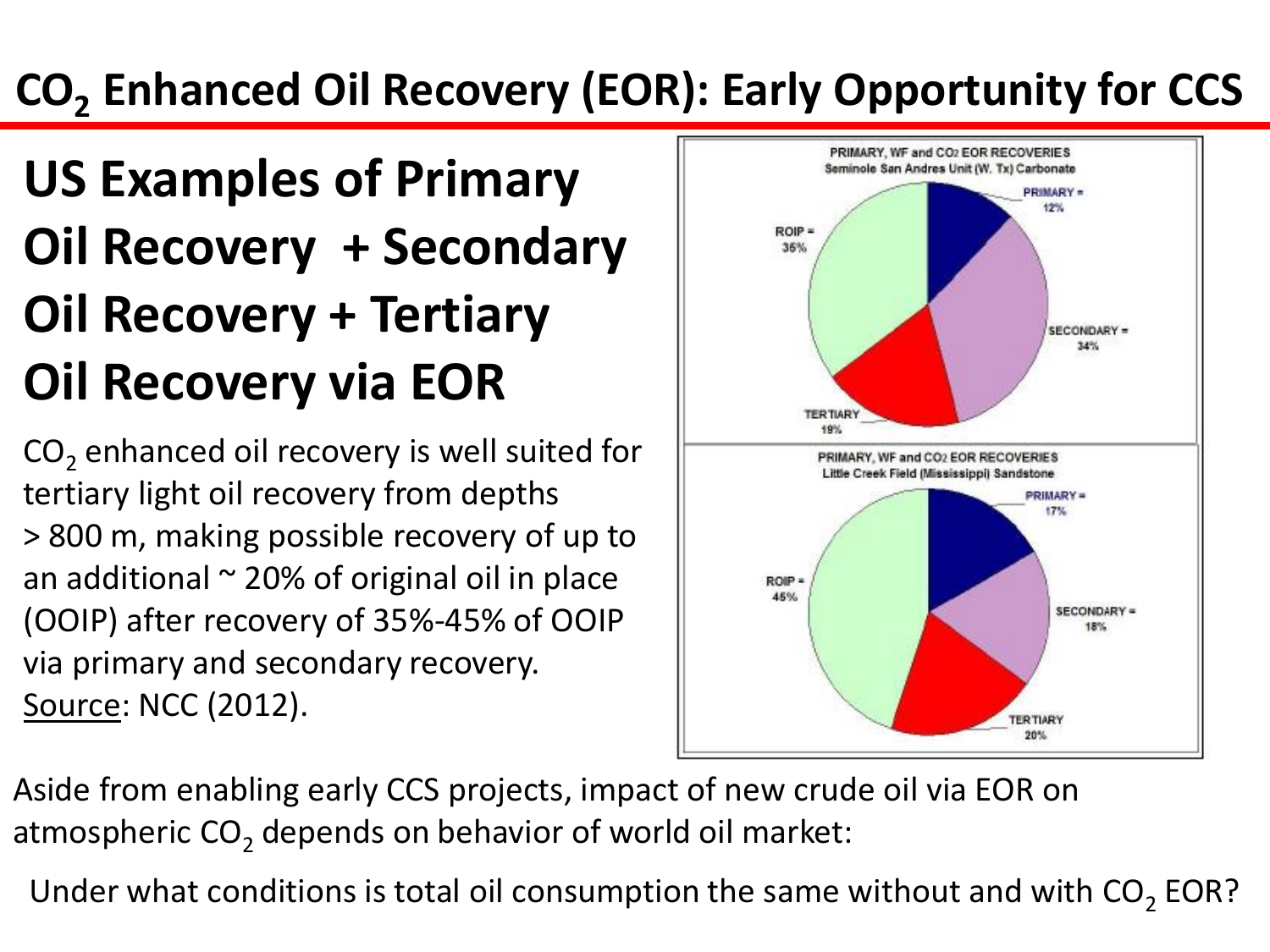# $CO_2$ Enhanced Oil Recovery (EOR): Early Opportunity for CCS

## US Examples of Primary Oil Recovery + Secondary Oil Recovery + Tertiary Oil Recovery via EOR

$CO_2$ enhanced oil recovery is well suited for tertiary light oil recovery from depths > 800 m, making possible recovery of up to an additional ~ 20% of original oil in place (OOIP) after recovery of 35%-45% of OOIP via primary and secondary recovery. Source: NCC (2012).

PRIMARY, WF and $CO_2$ EOR RECOVERIES
Seminole San Andres Unit (W. Tx) Carbonate

- PRIMARY = 12%
- SECONDARY = 34%
- TERTIARY 19%
- ROIP = 35%

PRIMARY, WF and $CO_2$ EOR RECOVERIES
Little Creek Field (Mississippi) Sandstone

- PRIMARY = 17%
- SECONDARY = 18%
- TERTIARY 20%
- ROIP = 45%

Aside from enabling early CCS projects, impact of new crude oil via EOR on atmospheric $CO_2$ depends on behavior of world oil market:

Under what conditions is total oil consumption the same without and with $CO_2$ EOR?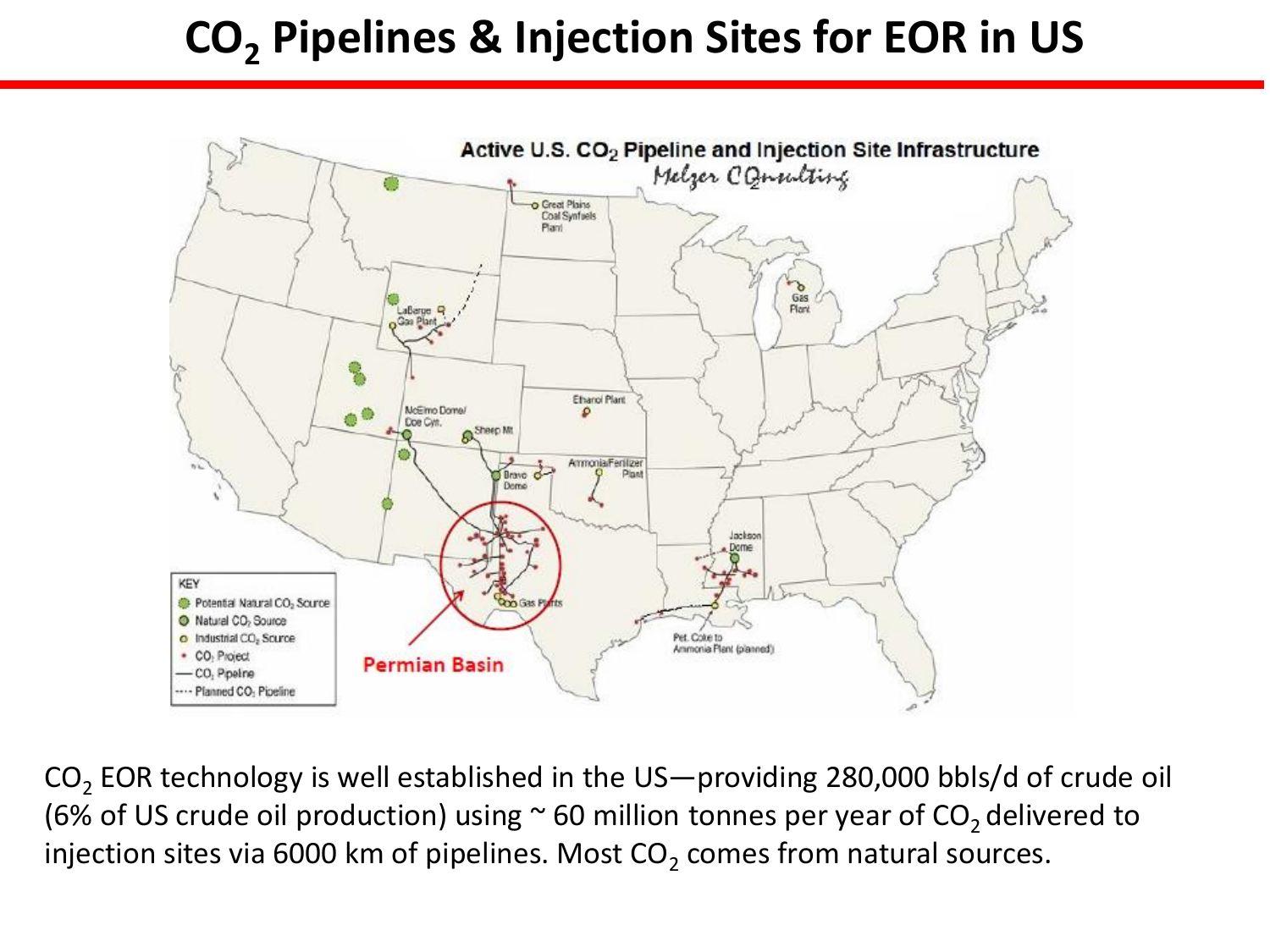# $CO_2$ Pipelines & Injection Sites for EOR in US

$CO_2$ EOR technology is well established in the US—providing 280,000 bbls/d of crude oil (6% of US crude oil production) using ~ 60 million tonnes per year of $CO_2$ delivered to injection sites via 6000 km of pipelines. Most $CO_2$ comes from natural sources.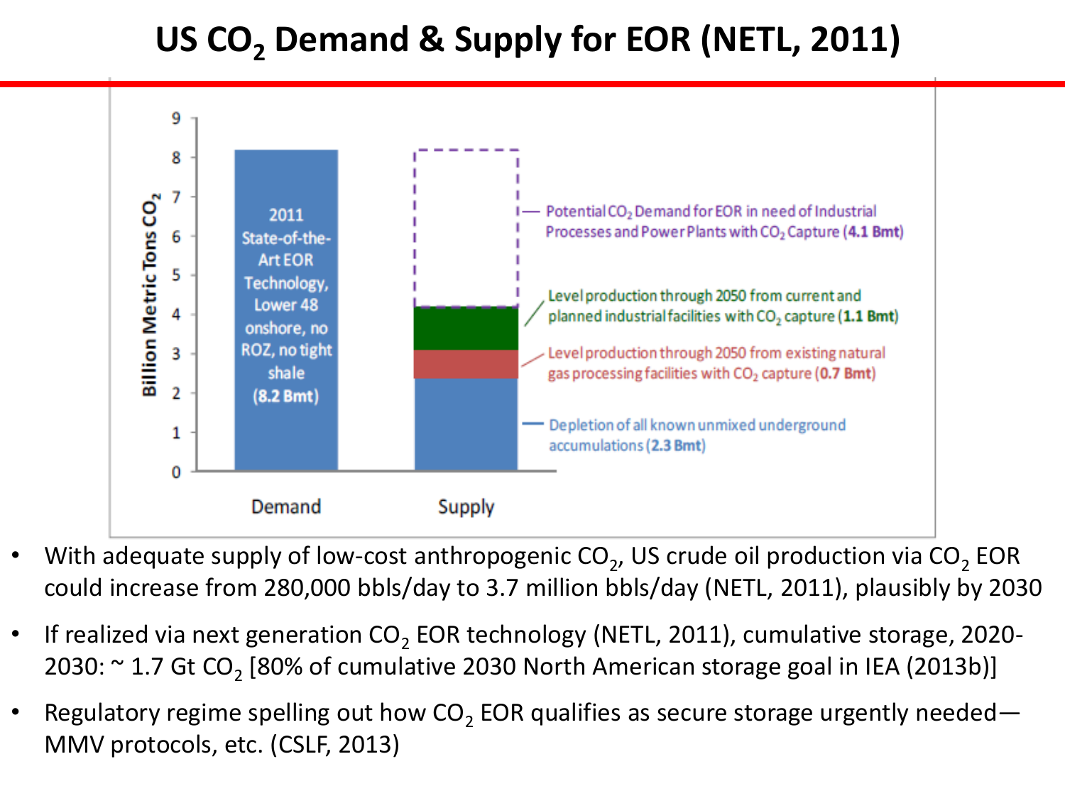# US $CO_2$ Demand & Supply for EOR (NETL, 2011)

- With adequate supply of low-cost anthropogenic $CO_2$, US crude oil production via $CO_2$ EOR could increase from 280,000 bbls/day to 3.7 million bbls/day (NETL, 2011), plausibly by 2030
- If realized via next generation $CO_2$ EOR technology (NETL, 2011), cumulative storage, 2020-2030: ~ 1.7 Gt $CO_2$ [80% of cumulative 2030 North American storage goal in IEA (2013b)]
- Regulatory regime spelling out how $CO_2$ EOR qualifies as secure storage urgently needed—MMV protocols, etc. (CSLF, 2013)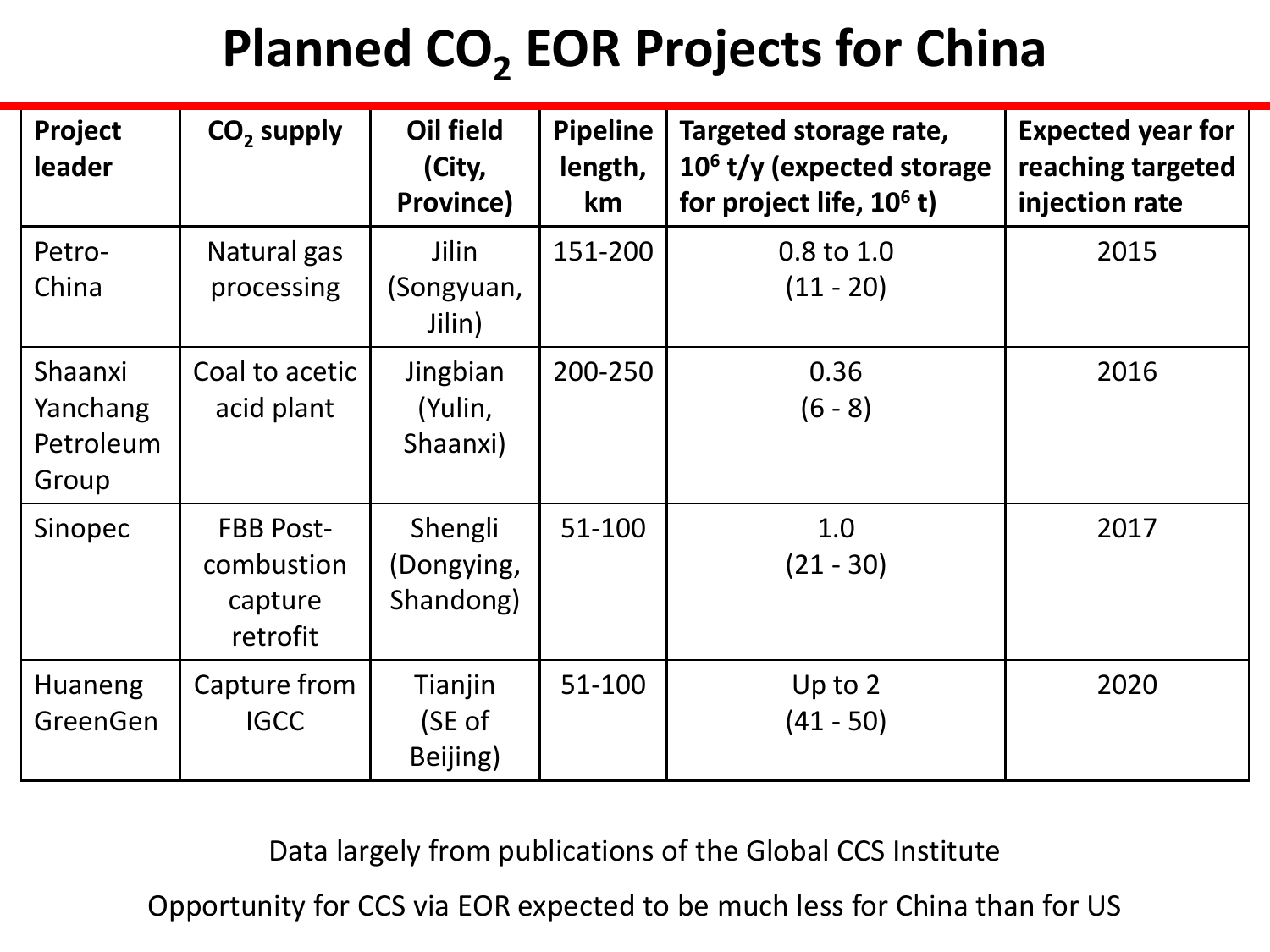# Planned $CO_2$ EOR Projects for China

| Project leader | $CO_2$ supply | Oil field (City, Province) | Pipeline length, km | Targeted storage rate, $10^6$ t/y (expected storage for project life, $10^6$ t) | Expected year for reaching targeted injection rate |
|---|---|---|---|---|---|
| Petro-China | Natural gas processing | Jilin (Songyuan, Jilin) | 151-200 | 0.8 to 1.0 (11 - 20) | 2015 |
| Shaanxi Yanchang Petroleum Group | Coal to acetic acid plant | Jingbian (Yulin, Shaanxi) | 200-250 | 0.36 (6 - 8) | 2016 |
| Sinopec | FBB Post-combustion capture retrofit | Shengli (Dongying, Shandong) | 51-100 | 1.0 (21 - 30) | 2017 |
| Huaneng GreenGen | Capture from IGCC | Tianjin (SE of Beijing) | 51-100 | Up to 2 (41 - 50) | 2020 |

Data largely from publications of the Global CCS Institute

Opportunity for CCS via EOR expected to be much less for China than for US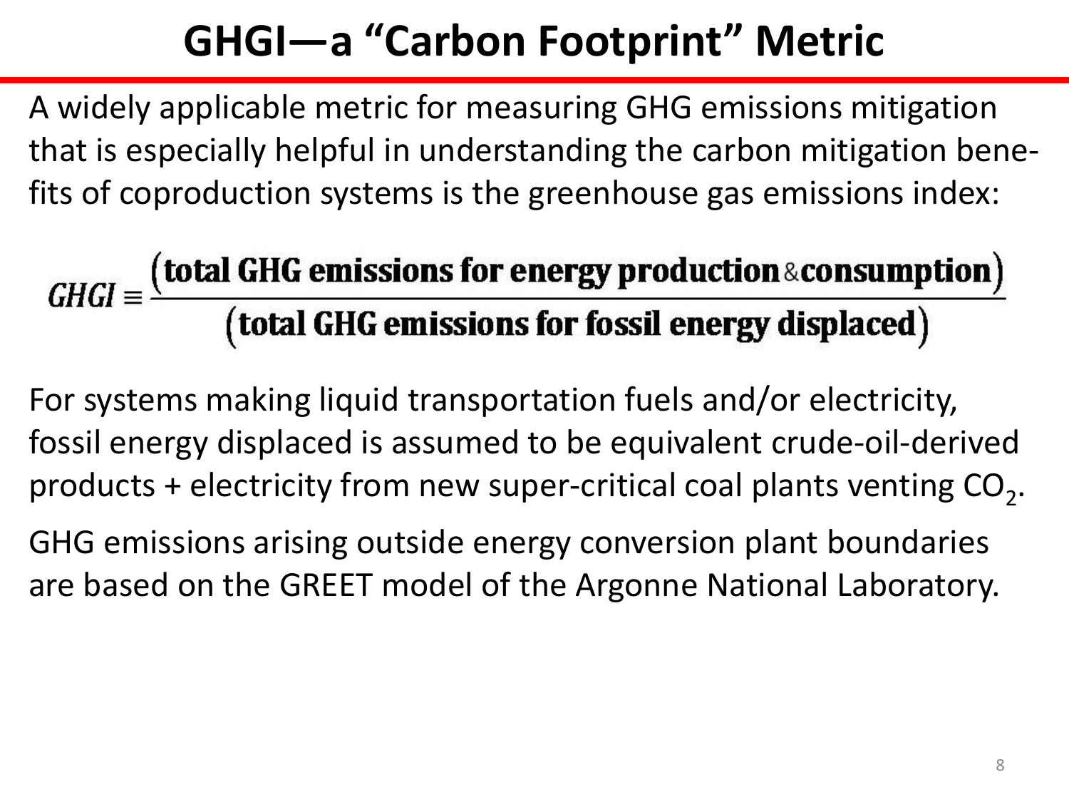# GHGI—a "Carbon Footprint" Metric

A widely applicable metric for measuring GHG emissions mitigation that is especially helpful in understanding the carbon mitigation benefits of coproduction systems is the greenhouse gas emissions index:

$$GHGI \equiv \frac{(\textbf{total GHG emissions for energy production \& consumption})}{(\textbf{total GHG emissions for fossil energy displaced})}$$

For systems making liquid transportation fuels and/or electricity, fossil energy displaced is assumed to be equivalent crude-oil-derived products + electricity from new super-critical coal plants venting $CO_2$.

GHG emissions arising outside energy conversion plant boundaries are based on the GREET model of the Argonne National Laboratory.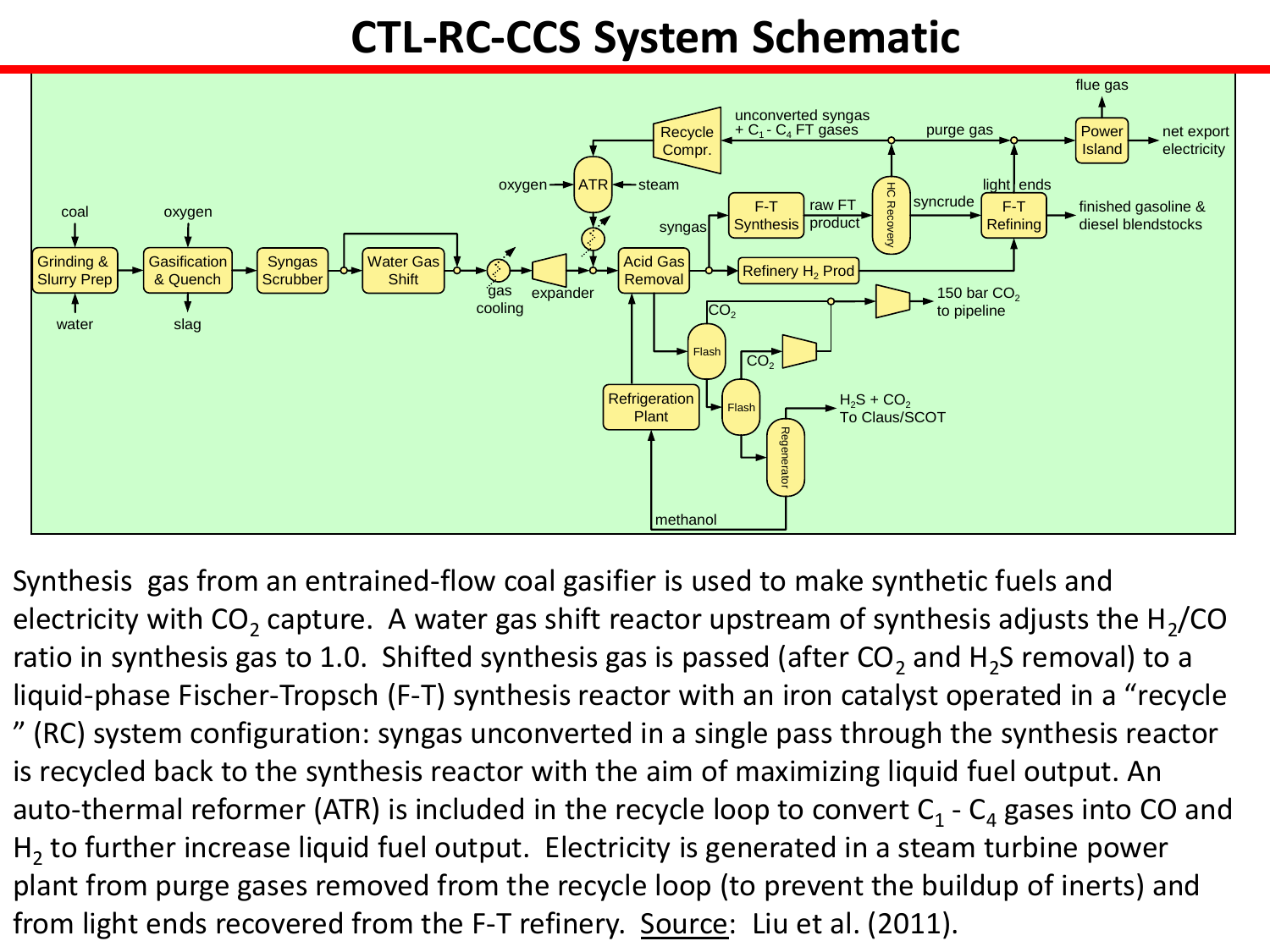# CTL-RC-CCS System Schematic

coal → Grinding & Slurry Prep (water) → Gasification & Quench (oxygen; slag) → Syngas Scrubber → Water Gas Shift → gas cooling → expander → Acid Gas Removal → syngas → F-T Synthesis → raw FT product → HC Recovery → syncrude → F-T Refining → finished gasoline & diesel blendstocks

Acid Gas Removal → Refinery $H_2$ Prod → F-T Refining

HC Recovery → unconverted syngas + $C_1$ - $C_4$ FT gases → Recycle Compr. → ATR (oxygen, steam) → Acid Gas Removal

HC Recovery → purge gas → Power Island → flue gas; net export electricity

F-T Refining → light ends → Power Island

Acid Gas Removal → Flash → $CO_2$ → 150 bar $CO_2$ to pipeline

Flash → Flash → $CO_2$ → 150 bar $CO_2$ to pipeline

Flash → Regenerator → $H_2S$ + $CO_2$ To Claus/SCOT

Regenerator → methanol → Refrigeration Plant → Acid Gas Removal

Synthesis gas from an entrained-flow coal gasifier is used to make synthetic fuels and electricity with $CO_2$ capture. A water gas shift reactor upstream of synthesis adjusts the $H_2$/CO ratio in synthesis gas to 1.0. Shifted synthesis gas is passed (after $CO_2$ and $H_2S$ removal) to a liquid-phase Fischer-Tropsch (F-T) synthesis reactor with an iron catalyst operated in a "recycle" (RC) system configuration: syngas unconverted in a single pass through the synthesis reactor is recycled back to the synthesis reactor with the aim of maximizing liquid fuel output. An auto-thermal reformer (ATR) is included in the recycle loop to convert $C_1$ - $C_4$ gases into CO and $H_2$ to further increase liquid fuel output. Electricity is generated in a steam turbine power plant from purge gases removed from the recycle loop (to prevent the buildup of inerts) and from light ends recovered from the F-T refinery. Source: Liu et al. (2011).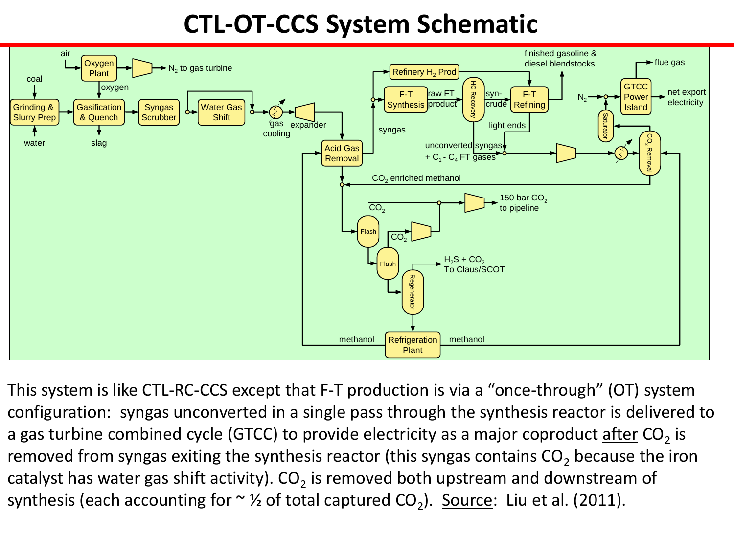# CTL-OT-CCS System Schematic

This system is like CTL-RC-CCS except that F-T production is via a "once-through" (OT) system configuration: syngas unconverted in a single pass through the synthesis reactor is delivered to a gas turbine combined cycle (GTCC) to provide electricity as a major coproduct after $CO_2$ is removed from syngas exiting the synthesis reactor (this syngas contains $CO_2$ because the iron catalyst has water gas shift activity). $CO_2$ is removed both upstream and downstream of synthesis (each accounting for ~ ½ of total captured $CO_2$). Source: Liu et al. (2011).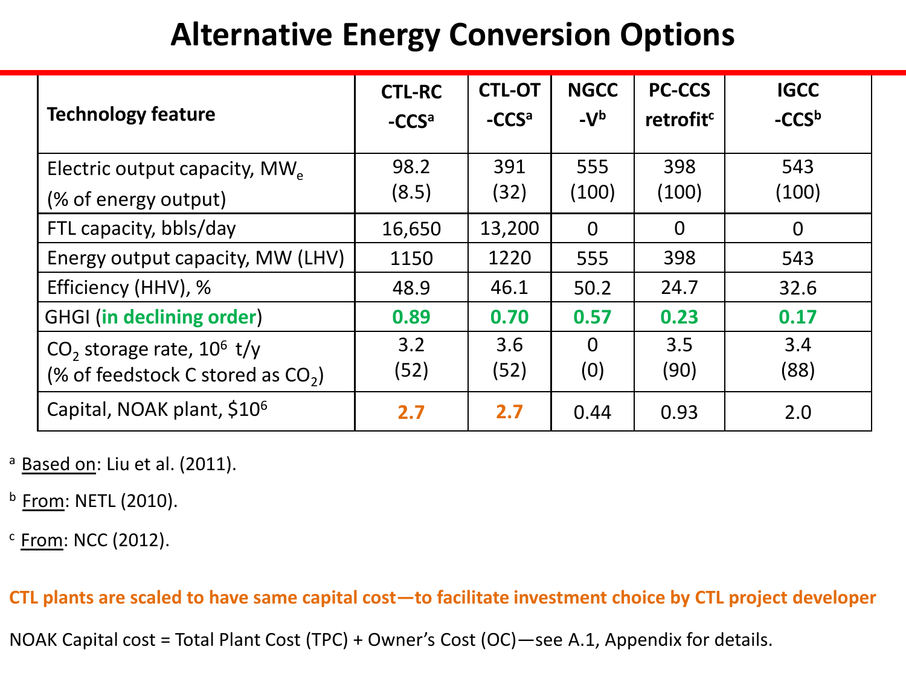# Alternative Energy Conversion Options

| Technology feature | CTL-RC -CCS[a] | CTL-OT -CCS[a] | NGCC -V[b] | PC-CCS retrofit[c] | IGCC -CCS[b] |
|---|---|---|---|---|---|
| Electric output capacity, $MW_e$ (% of energy output) | 98.2 (8.5) | 391 (32) | 555 (100) | 398 (100) | 543 (100) |
| FTL capacity, bbls/day | 16,650 | 13,200 | 0 | 0 | 0 |
| Energy output capacity, MW (LHV) | 1150 | 1220 | 555 | 398 | 543 |
| Efficiency (HHV), % | 48.9 | 46.1 | 50.2 | 24.7 | 32.6 |
| GHGI (**in declining order**) | **0.89** | **0.70** | **0.57** | **0.23** | **0.17** |
| $CO_2$ storage rate, $10^6$ t/y (% of feedstock C stored as $CO_2$) | 3.2 (52) | 3.6 (52) | 0 (0) | 3.5 (90) | 3.4 (88) |
| Capital, NOAK plant, $\$10^6$ | **2.7** | **2.7** | 0.44 | 0.93 | 2.0 |

[a] Based on: Liu et al. (2011).

[b] From: NETL (2010).

[c] From: NCC (2012).

**CTL plants are scaled to have same capital cost—to facilitate investment choice by CTL project developer**

NOAK Capital cost = Total Plant Cost (TPC) + Owner's Cost (OC)—see A.1, Appendix for details.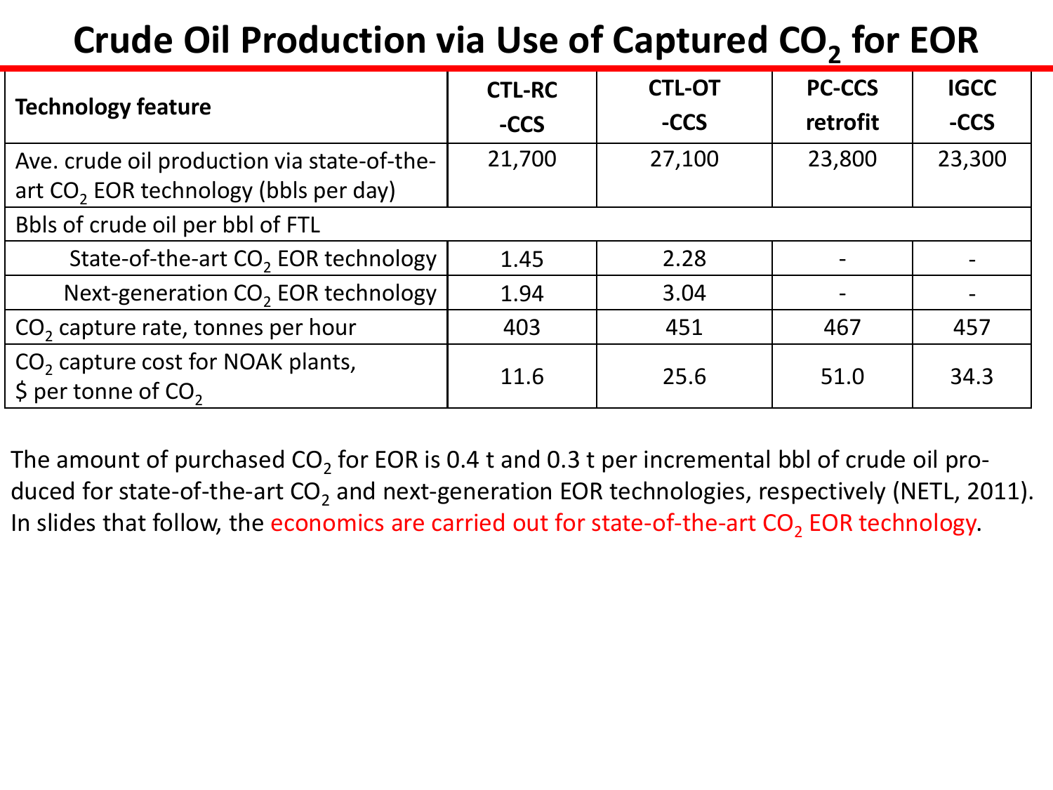# Crude Oil Production via Use of Captured $CO_2$ for EOR

| Technology feature | CTL-RC -CCS | CTL-OT -CCS | PC-CCS retrofit | IGCC -CCS |
|---|---|---|---|---|
| Ave. crude oil production via state-of-the-art $CO_2$ EOR technology (bbls per day) | 21,700 | 27,100 | 23,800 | 23,300 |
| Bbls of crude oil per bbl of FTL | | | | |
| State-of-the-art $CO_2$ EOR technology | 1.45 | 2.28 | - | - |
| Next-generation $CO_2$ EOR technology | 1.94 | 3.04 | - | - |
| $CO_2$ capture rate, tonnes per hour | 403 | 451 | 467 | 457 |
| $CO_2$ capture cost for NOAK plants, \$ per tonne of $CO_2$ | 11.6 | 25.6 | 51.0 | 34.3 |

The amount of purchased $CO_2$ for EOR is 0.4 t and 0.3 t per incremental bbl of crude oil produced for state-of-the-art $CO_2$ and next-generation EOR technologies, respectively (NETL, 2011). In slides that follow, the economics are carried out for state-of-the-art $CO_2$ EOR technology.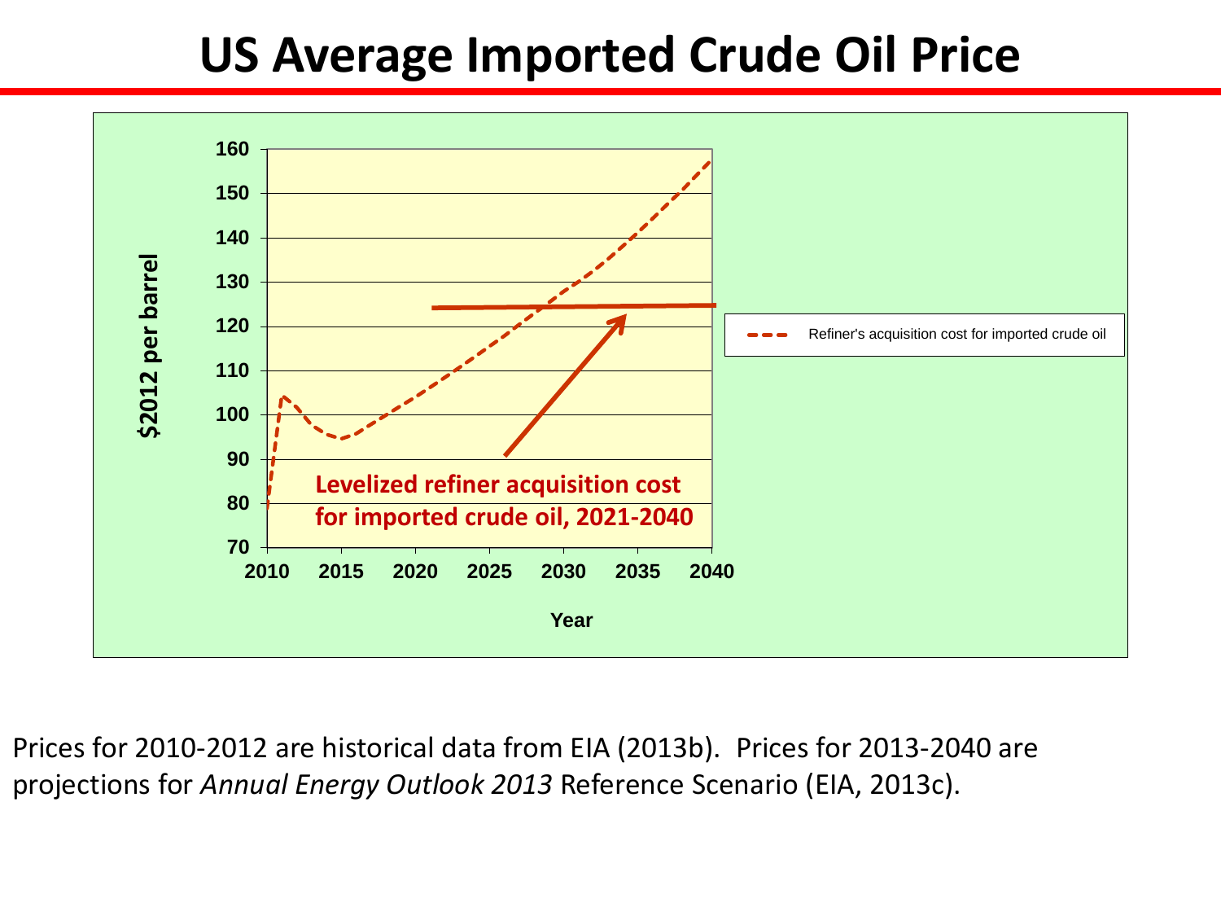# US Average Imported Crude Oil Price

$2012 per barrel

160
150
140
130
120
110
100
90
80
70

2010 2015 2020 2025 2030 2035 2040

Year

Refiner's acquisition cost for imported crude oil

**Levelized refiner acquisition cost for imported crude oil, 2021-2040**

Prices for 2010-2012 are historical data from EIA (2013b). Prices for 2013-2040 are projections for *Annual Energy Outlook 2013* Reference Scenario (EIA, 2013c).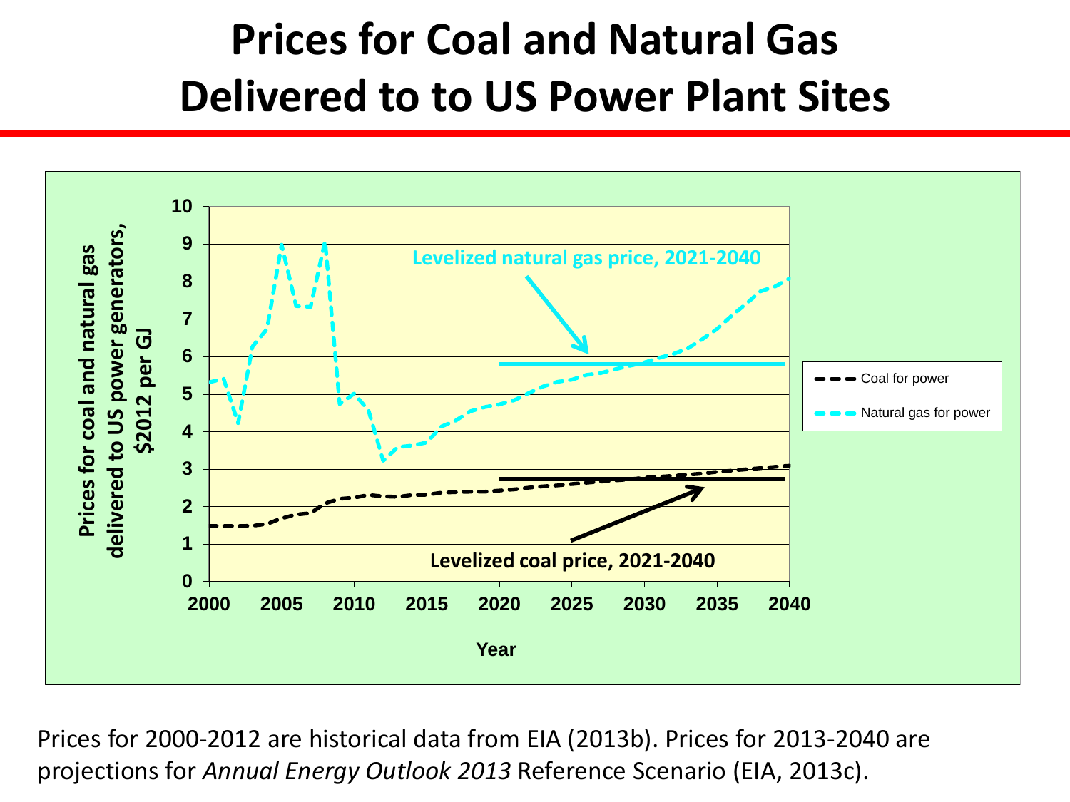# Prices for Coal and Natural Gas Delivered to to US Power Plant Sites

Prices for 2000-2012 are historical data from EIA (2013b). Prices for 2013-2040 are projections for *Annual Energy Outlook 2013* Reference Scenario (EIA, 2013c).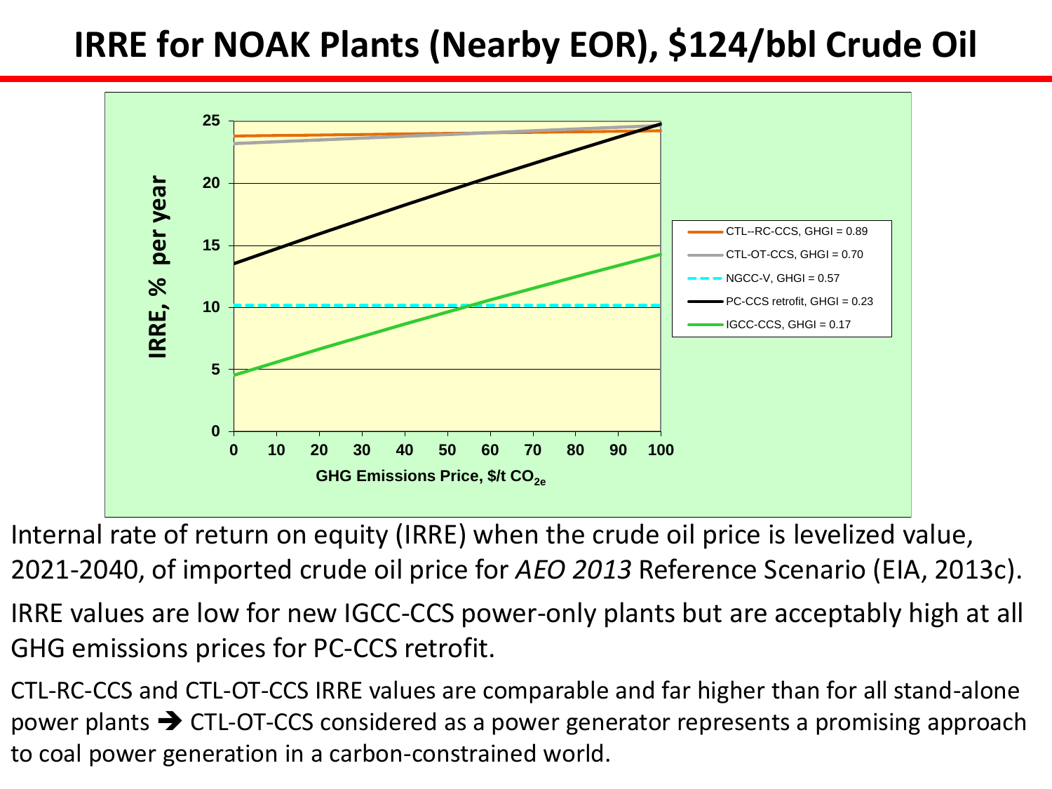# IRRE for NOAK Plants (Nearby EOR), $124/bbl Crude Oil

Internal rate of return on equity (IRRE) when the crude oil price is levelized value, 2021-2040, of imported crude oil price for *AEO 2013* Reference Scenario (EIA, 2013c).

IRRE values are low for new IGCC-CCS power-only plants but are acceptably high at all GHG emissions prices for PC-CCS retrofit.

CTL-RC-CCS and CTL-OT-CCS IRRE values are comparable and far higher than for all stand-alone power plants ➔ CTL-OT-CCS considered as a power generator represents a promising approach to coal power generation in a carbon-constrained world.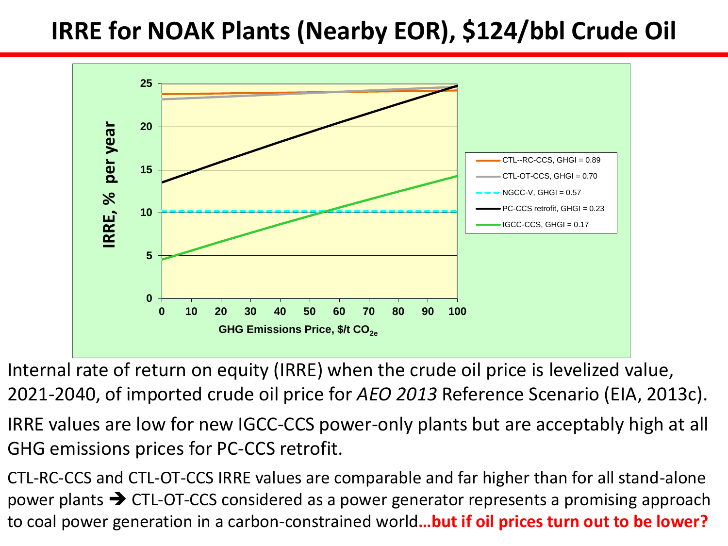# IRRE for NOAK Plants (Nearby EOR), $124/bbl Crude Oil

Internal rate of return on equity (IRRE) when the crude oil price is levelized value, 2021-2040, of imported crude oil price for *AEO 2013* Reference Scenario (EIA, 2013c).

IRRE values are low for new IGCC-CCS power-only plants but are acceptably high at all GHG emissions prices for PC-CCS retrofit.

CTL-RC-CCS and CTL-OT-CCS IRRE values are comparable and far higher than for all stand-alone power plants ➔ CTL-OT-CCS considered as a power generator represents a promising approach to coal power generation in a carbon-constrained world**…but if oil prices turn out to be lower?**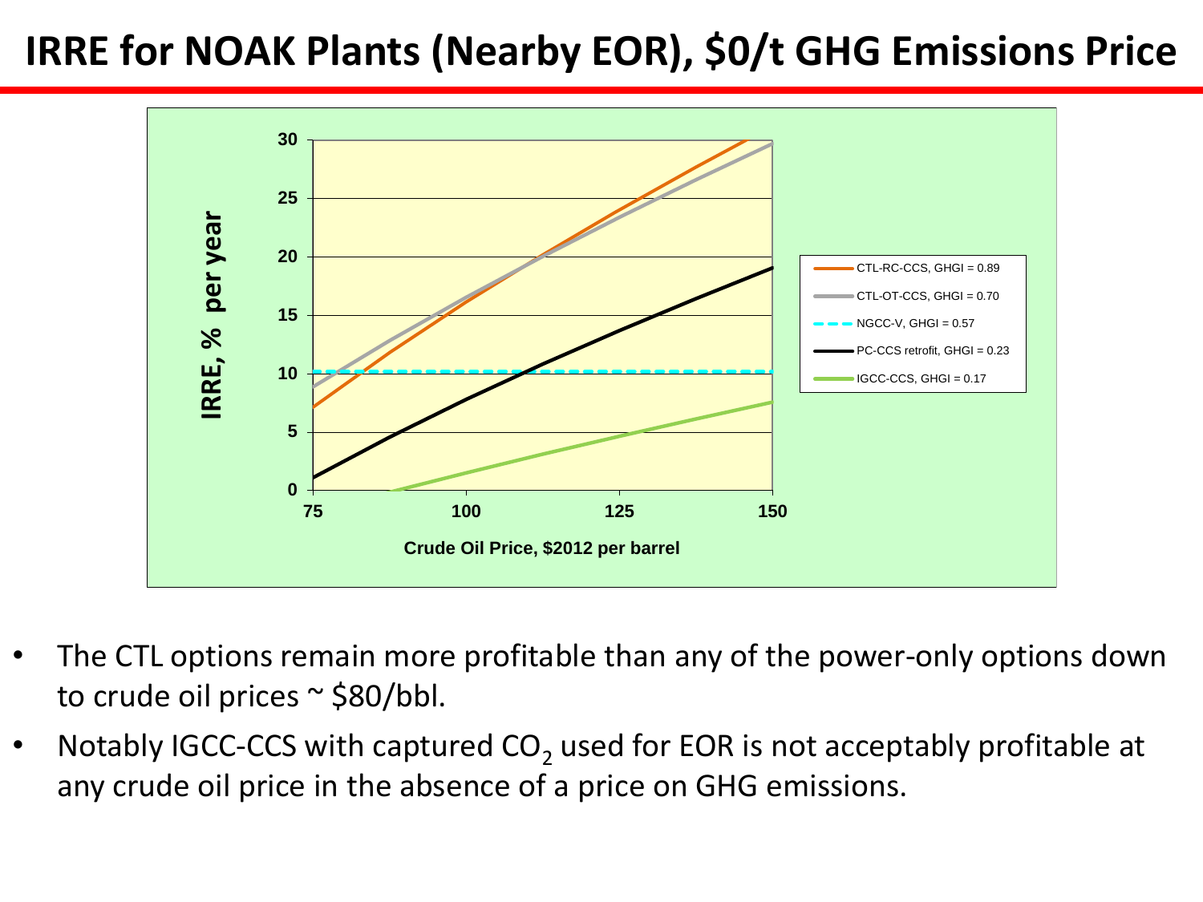# IRRE for NOAK Plants (Nearby EOR), $0/t GHG Emissions Price

- The CTL options remain more profitable than any of the power-only options down to crude oil prices ~ $80/bbl.
- Notably IGCC-CCS with captured $CO_2$ used for EOR is not acceptably profitable at any crude oil price in the absence of a price on GHG emissions.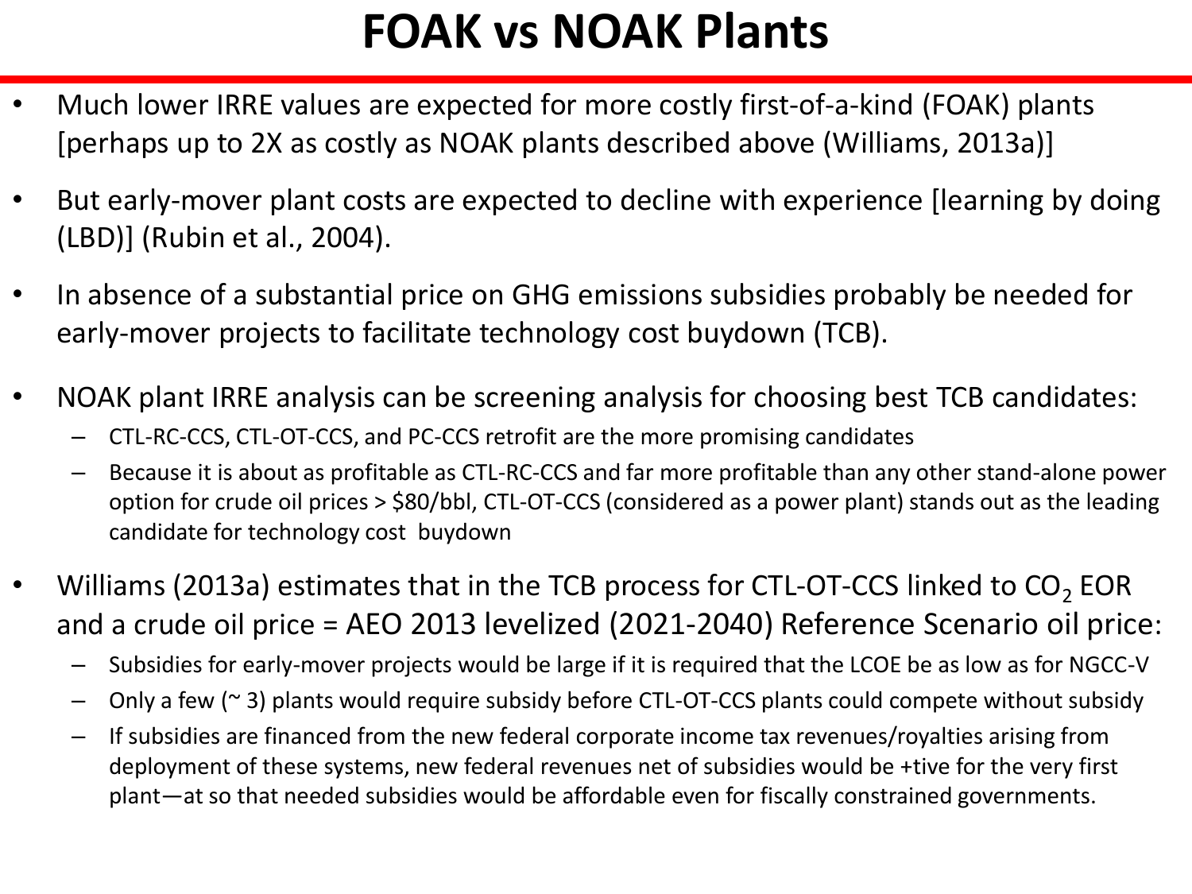# FOAK vs NOAK Plants

- Much lower IRRE values are expected for more costly first-of-a-kind (FOAK) plants [perhaps up to 2X as costly as NOAK plants described above (Williams, 2013a)]
- But early-mover plant costs are expected to decline with experience [learning by doing (LBD)] (Rubin et al., 2004).
- In absence of a substantial price on GHG emissions subsidies probably be needed for early-mover projects to facilitate technology cost buydown (TCB).
- NOAK plant IRRE analysis can be screening analysis for choosing best TCB candidates:
  - CTL-RC-CCS, CTL-OT-CCS, and PC-CCS retrofit are the more promising candidates
  - Because it is about as profitable as CTL-RC-CCS and far more profitable than any other stand-alone power option for crude oil prices > $80/bbl, CTL-OT-CCS (considered as a power plant) stands out as the leading candidate for technology cost buydown
- Williams (2013a) estimates that in the TCB process for CTL-OT-CCS linked to $CO_2$ EOR and a crude oil price = AEO 2013 levelized (2021-2040) Reference Scenario oil price:
  - Subsidies for early-mover projects would be large if it is required that the LCOE be as low as for NGCC-V
  - Only a few (~ 3) plants would require subsidy before CTL-OT-CCS plants could compete without subsidy
  - If subsidies are financed from the new federal corporate income tax revenues/royalties arising from deployment of these systems, new federal revenues net of subsidies would be +tive for the very first plant—at so that needed subsidies would be affordable even for fiscally constrained governments.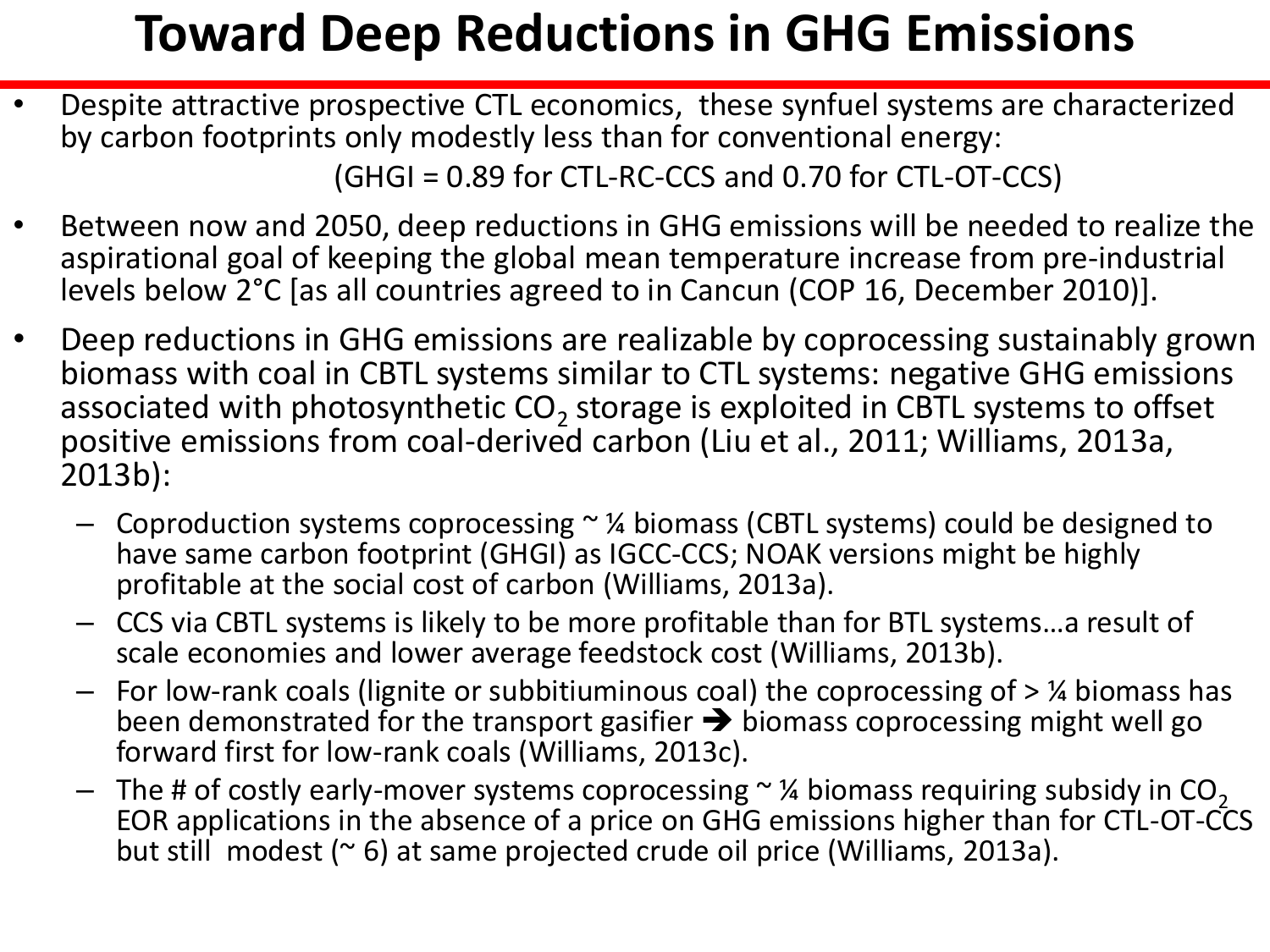# Toward Deep Reductions in GHG Emissions

- Despite attractive prospective CTL economics, these synfuel systems are characterized by carbon footprints only modestly less than for conventional energy:

  (GHGI = 0.89 for CTL-RC-CCS and 0.70 for CTL-OT-CCS)

- Between now and 2050, deep reductions in GHG emissions will be needed to realize the aspirational goal of keeping the global mean temperature increase from pre-industrial levels below 2°C [as all countries agreed to in Cancun (COP 16, December 2010)].

- Deep reductions in GHG emissions are realizable by coprocessing sustainably grown biomass with coal in CBTL systems similar to CTL systems: negative GHG emissions associated with photosynthetic $CO_2$ storage is exploited in CBTL systems to offset positive emissions from coal-derived carbon (Liu et al., 2011; Williams, 2013a, 2013b):
  - Coproduction systems coprocessing ~ ¼ biomass (CBTL systems) could be designed to have same carbon footprint (GHGI) as IGCC-CCS; NOAK versions might be highly profitable at the social cost of carbon (Williams, 2013a).
  - CCS via CBTL systems is likely to be more profitable than for BTL systems…a result of scale economies and lower average feedstock cost (Williams, 2013b).
  - For low-rank coals (lignite or subbitiuminous coal) the coprocessing of > ¼ biomass has been demonstrated for the transport gasifier ➔ biomass coprocessing might well go forward first for low-rank coals (Williams, 2013c).
  - The # of costly early-mover systems coprocessing ~ ¼ biomass requiring subsidy in $CO_2$ EOR applications in the absence of a price on GHG emissions higher than for CTL-OT-CCS but still modest (~ 6) at same projected crude oil price (Williams, 2013a).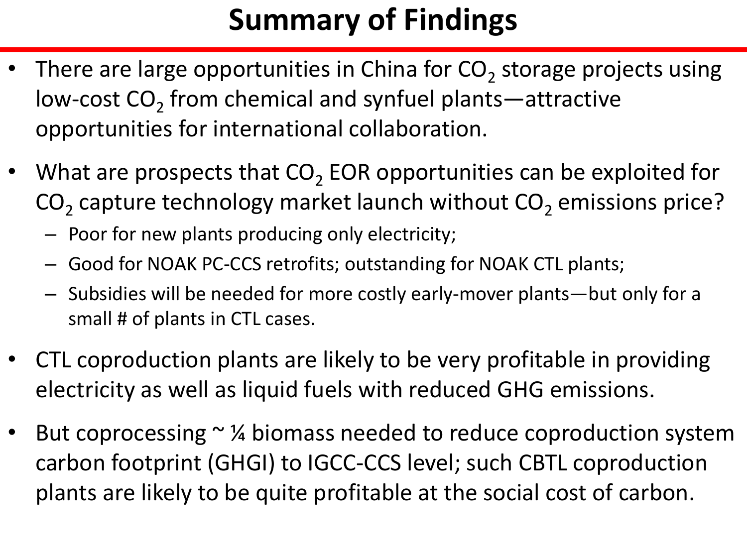# Summary of Findings

- There are large opportunities in China for $CO_2$ storage projects using low-cost $CO_2$ from chemical and synfuel plants—attractive opportunities for international collaboration.
- What are prospects that $CO_2$ EOR opportunities can be exploited for $CO_2$ capture technology market launch without $CO_2$ emissions price?
  - Poor for new plants producing only electricity;
  - Good for NOAK PC-CCS retrofits; outstanding for NOAK CTL plants;
  - Subsidies will be needed for more costly early-mover plants—but only for a small # of plants in CTL cases.
- CTL coproduction plants are likely to be very profitable in providing electricity as well as liquid fuels with reduced GHG emissions.
- But coprocessing ~ ¼ biomass needed to reduce coproduction system carbon footprint (GHGI) to IGCC-CCS level; such CBTL coproduction plants are likely to be quite profitable at the social cost of carbon.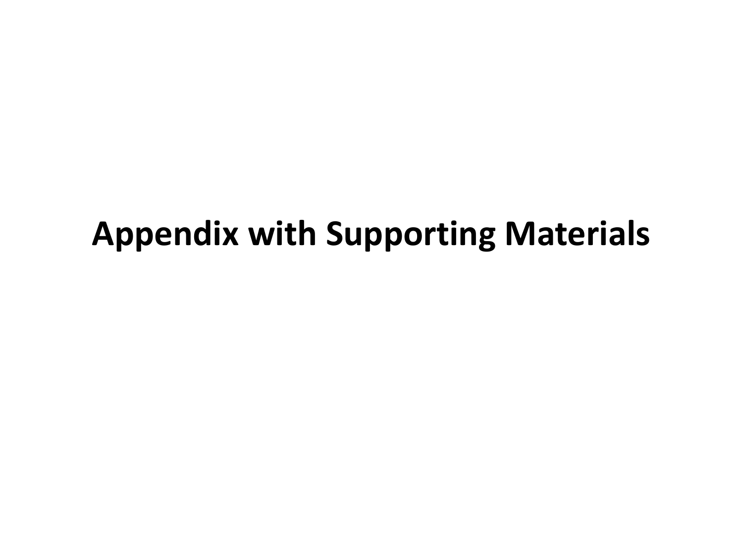# Appendix with Supporting Materials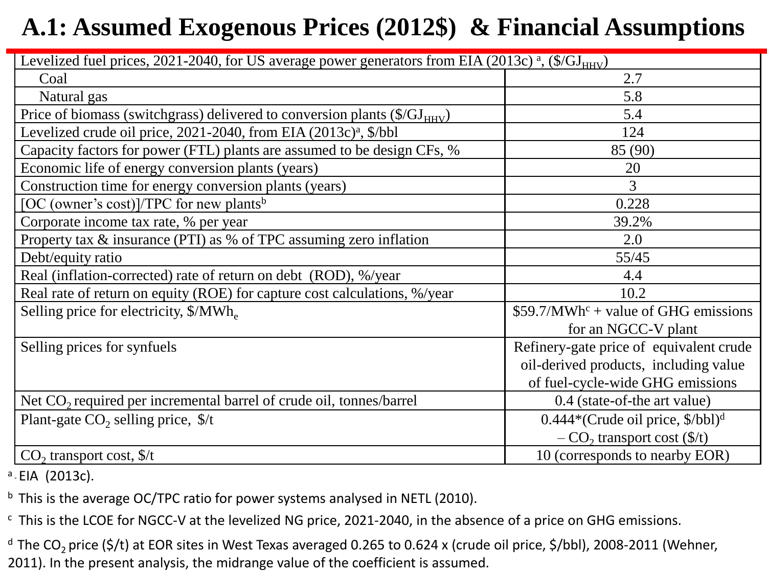# A.1: Assumed Exogenous Prices (2012$) & Financial Assumptions

| Levelized fuel prices, 2021-2040, for US average power generators from EIA (2013c) [a], ($/$GJ_{HHV}$) | |
|---|---|
| Coal | 2.7 |
| Natural gas | 5.8 |
| Price of biomass (switchgrass) delivered to conversion plants ($/$GJ_{HHV}$) | 5.4 |
| Levelized crude oil price, 2021-2040, from EIA (2013c)[a], $/bbl | 124 |
| Capacity factors for power (FTL) plants are assumed to be design CFs, % | 85 (90) |
| Economic life of energy conversion plants (years) | 20 |
| Construction time for energy conversion plants (years) | 3 |
| [OC (owner's cost)]/TPC for new plants[b] | 0.228 |
| Corporate income tax rate, % per year | 39.2% |
| Property tax & insurance (PTI) as % of TPC assuming zero inflation | 2.0 |
| Debt/equity ratio | 55/45 |
| Real (inflation-corrected) rate of return on debt (ROD), %/year | 4.4 |
| Real rate of return on equity (ROE) for capture cost calculations, %/year | 10.2 |
| Selling price for electricity, $/$MWh_e$ | $59.7/MWh[c] + value of GHG emissions for an NGCC-V plant |
| Selling prices for synfuels | Refinery-gate price of equivalent crude oil-derived products, including value of fuel-cycle-wide GHG emissions |
| Net $CO_2$ required per incremental barrel of crude oil, tonnes/barrel | 0.4 (state-of-the art value) |
| Plant-gate $CO_2$ selling price, $/t | 0.444*(Crude oil price, $/bbl)[d] – $CO_2$ transport cost ($/t) |
| $CO_2$ transport cost, $/t | 10 (corresponds to nearby EOR) |

[a] EIA (2013c).

[b] This is the average OC/TPC ratio for power systems analysed in NETL (2010).

[c] This is the LCOE for NGCC-V at the levelized NG price, 2021-2040, in the absence of a price on GHG emissions.

[d] The $CO_2$ price ($/t) at EOR sites in West Texas averaged 0.265 to 0.624 x (crude oil price, $/bbl), 2008-2011 (Wehner, 2011). In the present analysis, the midrange value of the coefficient is assumed.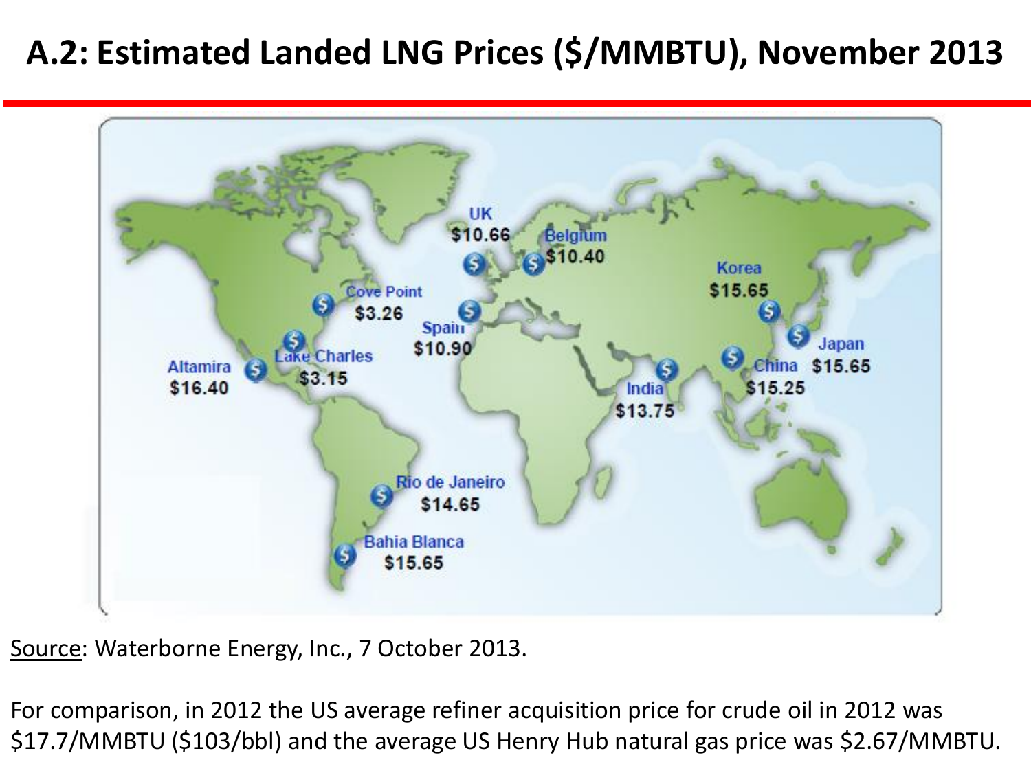# A.2: Estimated Landed LNG Prices ($/MMBTU), November 2013

UK
$10.66

Belgium
$10.40

Korea
$15.65

Cove Point
$3.26

Spain
$10.90

Japan
$15.65

Lake Charles
$3.15

Altamira
$16.40

China
$15.25

India
$13.75

Rio de Janeiro
$14.65

Bahia Blanca
$15.65

Source: Waterborne Energy, Inc., 7 October 2013.

For comparison, in 2012 the US average refiner acquisition price for crude oil in 2012 was $17.7/MMBTU ($103/bbl) and the average US Henry Hub natural gas price was $2.67/MMBTU.